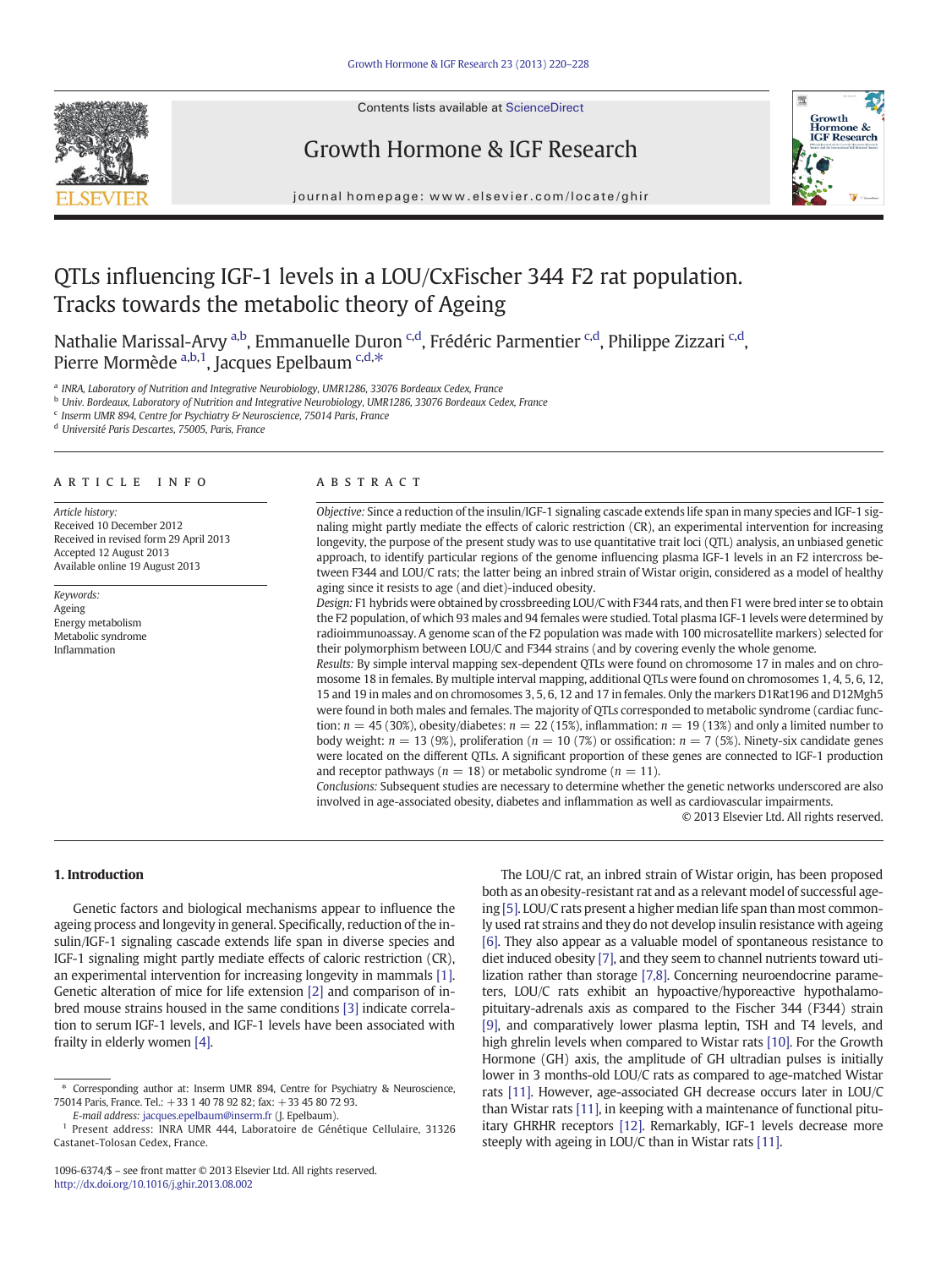# QTLs influencing IGF-1 levels in a LOU/CxFischer 344 F2 rat population. Tracks towards the metabolic theory of Ageing

Nathalie Marissal-Arvy [a,b], Emmanuelle Duron [c,d], Frédéric Parmentier [c,d], Philippe Zizzari [c,d], Pierre Mormède [a,b,1], Jacques Epelbaum [c,d,*]

[a] INRA, Laboratory of Nutrition and Integrative Neurobiology, UMR1286, 33076 Bordeaux Cedex, France
[b] Univ. Bordeaux, Laboratory of Nutrition and Integrative Neurobiology, UMR1286, 33076 Bordeaux Cedex, France
[c] Inserm UMR 894, Centre for Psychiatry & Neuroscience, 75014 Paris, France
[d] Université Paris Descartes, 75005, Paris, France

## ARTICLE INFO

*Article history:*
Received 10 December 2012
Received in revised form 29 April 2013
Accepted 12 August 2013
Available online 19 August 2013

*Keywords:*
Ageing
Energy metabolism
Metabolic syndrome
Inflammation

## ABSTRACT

*Objective:* Since a reduction of the insulin/IGF-1 signaling cascade extends life span in many species and IGF-1 signaling might partly mediate the effects of caloric restriction (CR), an experimental intervention for increasing longevity, the purpose of the present study was to use quantitative trait loci (QTL) analysis, an unbiased genetic approach, to identify particular regions of the genome influencing plasma IGF-1 levels in an F2 intercross between F344 and LOU/C rats; the latter being an inbred strain of Wistar origin, considered as a model of healthy aging since it resists to age (and diet)-induced obesity.

*Design:* F1 hybrids were obtained by crossbreeding LOU/C with F344 rats, and then F1 were bred inter se to obtain the F2 population, of which 93 males and 94 females were studied. Total plasma IGF-1 levels were determined by radioimmunoassay. A genome scan of the F2 population was made with 100 microsatellite markers) selected for their polymorphism between LOU/C and F344 strains (and by covering evenly the whole genome.

*Results:* By simple interval mapping sex-dependent QTLs were found on chromosome 17 in males and on chromosome 18 in females. By multiple interval mapping, additional QTLs were found on chromosomes 1, 4, 5, 6, 12, 15 and 19 in males and on chromosomes 3, 5, 6, 12 and 17 in females. Only the markers D1Rat196 and D12Mgh5 were found in both males and females. The majority of QTLs corresponded to metabolic syndrome (cardiac function: $n = 45$ (30%), obesity/diabetes: $n = 22$ (15%), inflammation: $n = 19$ (13%) and only a limited number to body weight: $n = 13$ (9%), proliferation ($n = 10$ (7%) or ossification: $n = 7$ (5%). Ninety-six candidate genes were located on the different QTLs. A significant proportion of these genes are connected to IGF-1 production and receptor pathways ($n = 18$) or metabolic syndrome ($n = 11$).

*Conclusions:* Subsequent studies are necessary to determine whether the genetic networks underscored are also involved in age-associated obesity, diabetes and inflammation as well as cardiovascular impairments.

© 2013 Elsevier Ltd. All rights reserved.

## 1. Introduction

Genetic factors and biological mechanisms appear to influence the ageing process and longevity in general. Specifically, reduction of the insulin/IGF-1 signaling cascade extends life span in diverse species and IGF-1 signaling might partly mediate effects of caloric restriction (CR), an experimental intervention for increasing longevity in mammals [1]. Genetic alteration of mice for life extension [2] and comparison of inbred mouse strains housed in the same conditions [3] indicate correlation to serum IGF-1 levels, and IGF-1 levels have been associated with frailty in elderly women [4].

The LOU/C rat, an inbred strain of Wistar origin, has been proposed both as an obesity-resistant rat and as a relevant model of successful ageing [5]. LOU/C rats present a higher median life span than most commonly used rat strains and they do not develop insulin resistance with ageing [6]. They also appear as a valuable model of spontaneous resistance to diet induced obesity [7], and they seem to channel nutrients toward utilization rather than storage [7,8]. Concerning neuroendocrine parameters, LOU/C rats exhibit an hypoactive/hyporeactive hypothalamo-pituitary-adrenals axis as compared to the Fischer 344 (F344) strain [9], and comparatively lower plasma leptin, TSH and T4 levels, and high ghrelin levels when compared to Wistar rats [10]. For the Growth Hormone (GH) axis, the amplitude of GH ultradian pulses is initially lower in 3 months-old LOU/C rats as compared to age-matched Wistar rats [11]. However, age-associated GH decrease occurs later in LOU/C than Wistar rats [11], in keeping with a maintenance of functional pituitary GHRHR receptors [12]. Remarkably, IGF-1 levels decrease more steeply with ageing in LOU/C than in Wistar rats [11].

\* Corresponding author at: Inserm UMR 894, Centre for Psychiatry & Neuroscience, 75014 Paris, France. Tel.: +33 1 40 78 92 82; fax: +33 45 80 72 93.
*E-mail address:* jacques.epelbaum@inserm.fr (J. Epelbaum).
[1] Present address: INRA UMR 444, Laboratoire de Génétique Cellulaire, 31326 Castanet-Tolosan Cedex, France.

1096-6374/$ – see front matter © 2013 Elsevier Ltd. All rights reserved.
http://dx.doi.org/10.1016/j.ghir.2013.08.002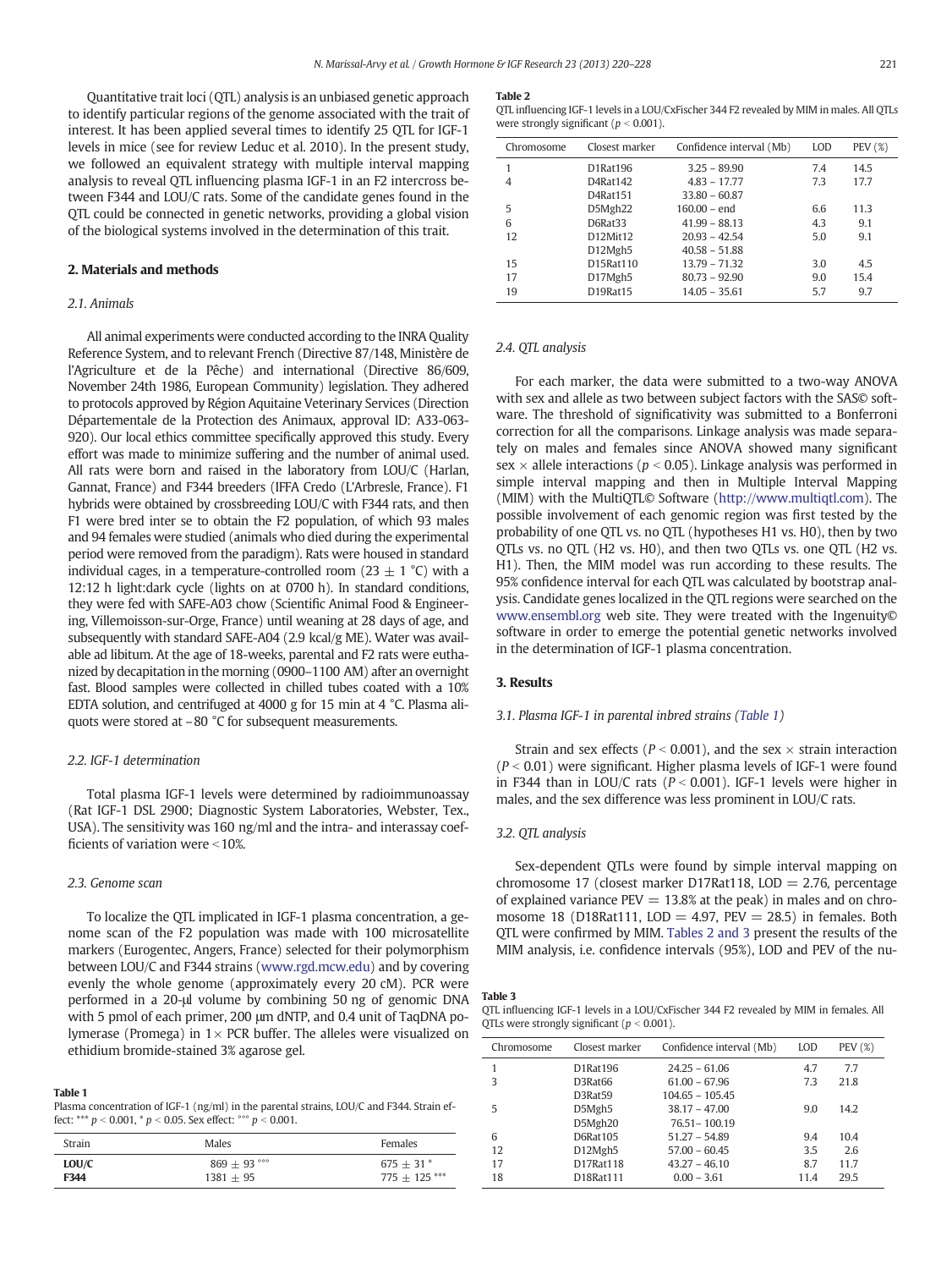Quantitative trait loci (QTL) analysis is an unbiased genetic approach to identify particular regions of the genome associated with the trait of interest. It has been applied several times to identify 25 QTL for IGF-1 levels in mice (see for review Leduc et al. 2010). In the present study, we followed an equivalent strategy with multiple interval mapping analysis to reveal QTL influencing plasma IGF-1 in an F2 intercross between F344 and LOU/C rats. Some of the candidate genes found in the QTL could be connected in genetic networks, providing a global vision of the biological systems involved in the determination of this trait.

## 2. Materials and methods

### 2.1. Animals

All animal experiments were conducted according to the INRA Quality Reference System, and to relevant French (Directive 87/148, Ministère de l'Agriculture et de la Pêche) and international (Directive 86/609, November 24th 1986, European Community) legislation. They adhered to protocols approved by Région Aquitaine Veterinary Services (Direction Départementale de la Protection des Animaux, approval ID: A33-063-920). Our local ethics committee specifically approved this study. Every effort was made to minimize suffering and the number of animal used. All rats were born and raised in the laboratory from LOU/C (Harlan, Gannat, France) and F344 breeders (IFFA Credo (L'Arbresle, France). F1 hybrids were obtained by crossbreeding LOU/C with F344 rats, and then F1 were bred inter se to obtain the F2 population, of which 93 males and 94 females were studied (animals who died during the experimental period were removed from the paradigm). Rats were housed in standard individual cages, in a temperature-controlled room (23 ± 1 °C) with a 12:12 h light:dark cycle (lights on at 0700 h). In standard conditions, they were fed with SAFE-A03 chow (Scientific Animal Food & Engineering, Villemoisson-sur-Orge, France) until weaning at 28 days of age, and subsequently with standard SAFE-A04 (2.9 kcal/g ME). Water was available ad libitum. At the age of 18-weeks, parental and F2 rats were euthanized by decapitation in the morning (0900–1100 AM) after an overnight fast. Blood samples were collected in chilled tubes coated with a 10% EDTA solution, and centrifuged at 4000 g for 15 min at 4 °C. Plasma aliquots were stored at −80 °C for subsequent measurements.

### 2.2. IGF-1 determination

Total plasma IGF-1 levels were determined by radioimmunoassay (Rat IGF-1 DSL 2900; Diagnostic System Laboratories, Webster, Tex., USA). The sensitivity was 160 ng/ml and the intra- and interassay coefficients of variation were <10%.

### 2.3. Genome scan

To localize the QTL implicated in IGF-1 plasma concentration, a genome scan of the F2 population was made with 100 microsatellite markers (Eurogentec, Angers, France) selected for their polymorphism between LOU/C and F344 strains (www.rgd.mcw.edu) and by covering evenly the whole genome (approximately every 20 cM). PCR were performed in a 20-μl volume by combining 50 ng of genomic DNA with 5 pmol of each primer, 200 μm dNTP, and 0.4 unit of TaqDNA polymerase (Promega) in 1× PCR buffer. The alleles were visualized on ethidium bromide-stained 3% agarose gel.

**Table 1**
Plasma concentration of IGF-1 (ng/ml) in the parental strains, LOU/C and F344. Strain effect: *** $p < 0.001$, * $p < 0.05$. Sex effect: °°° $p < 0.001$.

| Strain | Males | Females |
|---|---|---|
| **LOU/C** | 869 ± 93 °°° | 675 ± 31 * |
| **F344** | 1381 ± 95 | 775 ± 125 *** |

**Table 2**
QTL influencing IGF-1 levels in a LOU/CxFischer 344 F2 revealed by MIM in males. All QTLs were strongly significant ($p < 0.001$).

| Chromosome | Closest marker | Confidence interval (Mb) | LOD | PEV (%) |
|---|---|---|---|---|
| 1 | D1Rat196 | 3.25 – 89.90 | 7.4 | 14.5 |
| 4 | D4Rat142 | 4.83 – 17.77 | 7.3 | 17.7 |
| | D4Rat151 | 33.80 – 60.87 | | |
| 5 | D5Mgh22 | 160.00 – end | 6.6 | 11.3 |
| 6 | D6Rat33 | 41.99 – 88.13 | 4.3 | 9.1 |
| 12 | D12Mit12 | 20.93 – 42.54 | 5.0 | 9.1 |
| | D12Mgh5 | 40.58 – 51.88 | | |
| 15 | D15Rat110 | 13.79 – 71.32 | 3.0 | 4.5 |
| 17 | D17Mgh5 | 80.73 – 92.90 | 9.0 | 15.4 |
| 19 | D19Rat15 | 14.05 – 35.61 | 5.7 | 9.7 |

### 2.4. QTL analysis

For each marker, the data were submitted to a two-way ANOVA with sex and allele as two between subject factors with the SAS© software. The threshold of significativity was submitted to a Bonferroni correction for all the comparisons. Linkage analysis was made separately on males and females since ANOVA showed many significant sex × allele interactions ($p < 0.05$). Linkage analysis was performed in simple interval mapping and then in Multiple Interval Mapping (MIM) with the MultiQTL© Software (http://www.multiqtl.com). The possible involvement of each genomic region was first tested by the probability of one QTL vs. no QTL (hypotheses H1 vs. H0), then by two QTLs vs. no QTL (H2 vs. H0), and then two QTLs vs. one QTL (H2 vs. H1). Then, the MIM model was run according to these results. The 95% confidence interval for each QTL was calculated by bootstrap analysis. Candidate genes localized in the QTL regions were searched on the www.ensembl.org web site. They were treated with the Ingenuity© software in order to emerge the potential genetic networks involved in the determination of IGF-1 plasma concentration.

## 3. Results

### 3.1. Plasma IGF-1 in parental inbred strains (Table 1)

Strain and sex effects ($P < 0.001$), and the sex × strain interaction ($P < 0.01$) were significant. Higher plasma levels of IGF-1 were found in F344 than in LOU/C rats ($P < 0.001$). IGF-1 levels were higher in males, and the sex difference was less prominent in LOU/C rats.

### 3.2. QTL analysis

Sex-dependent QTLs were found by simple interval mapping on chromosome 17 (closest marker D17Rat118, LOD = 2.76, percentage of explained variance PEV = 13.8% at the peak) in males and on chromosome 18 (D18Rat111, LOD = 4.97, PEV = 28.5) in females. Both QTL were confirmed by MIM. Tables 2 and 3 present the results of the MIM analysis, i.e. confidence intervals (95%), LOD and PEV of the nu-

**Table 3**
QTL influencing IGF-1 levels in a LOU/CxFischer 344 F2 revealed by MIM in females. All QTLs were strongly significant ($p < 0.001$).

| Chromosome | Closest marker | Confidence interval (Mb) | LOD | PEV (%) |
|---|---|---|---|---|
| 1 | D1Rat196 | 24.25 – 61.06 | 4.7 | 7.7 |
| 3 | D3Rat66 | 61.00 – 67.96 | 7.3 | 21.8 |
| | D3Rat59 | 104.65 – 105.45 | | |
| 5 | D5Mgh5 | 38.17 – 47.00 | 9.0 | 14.2 |
| | D5Mgh20 | 76.51– 100.19 | | |
| 6 | D6Rat105 | 51.27 – 54.89 | 9.4 | 10.4 |
| 12 | D12Mgh5 | 57.00 – 60.45 | 3.5 | 2.6 |
| 17 | D17Rat118 | 43.27 – 46.10 | 8.7 | 11.7 |
| 18 | D18Rat111 | 0.00 – 3.61 | 11.4 | 29.5 |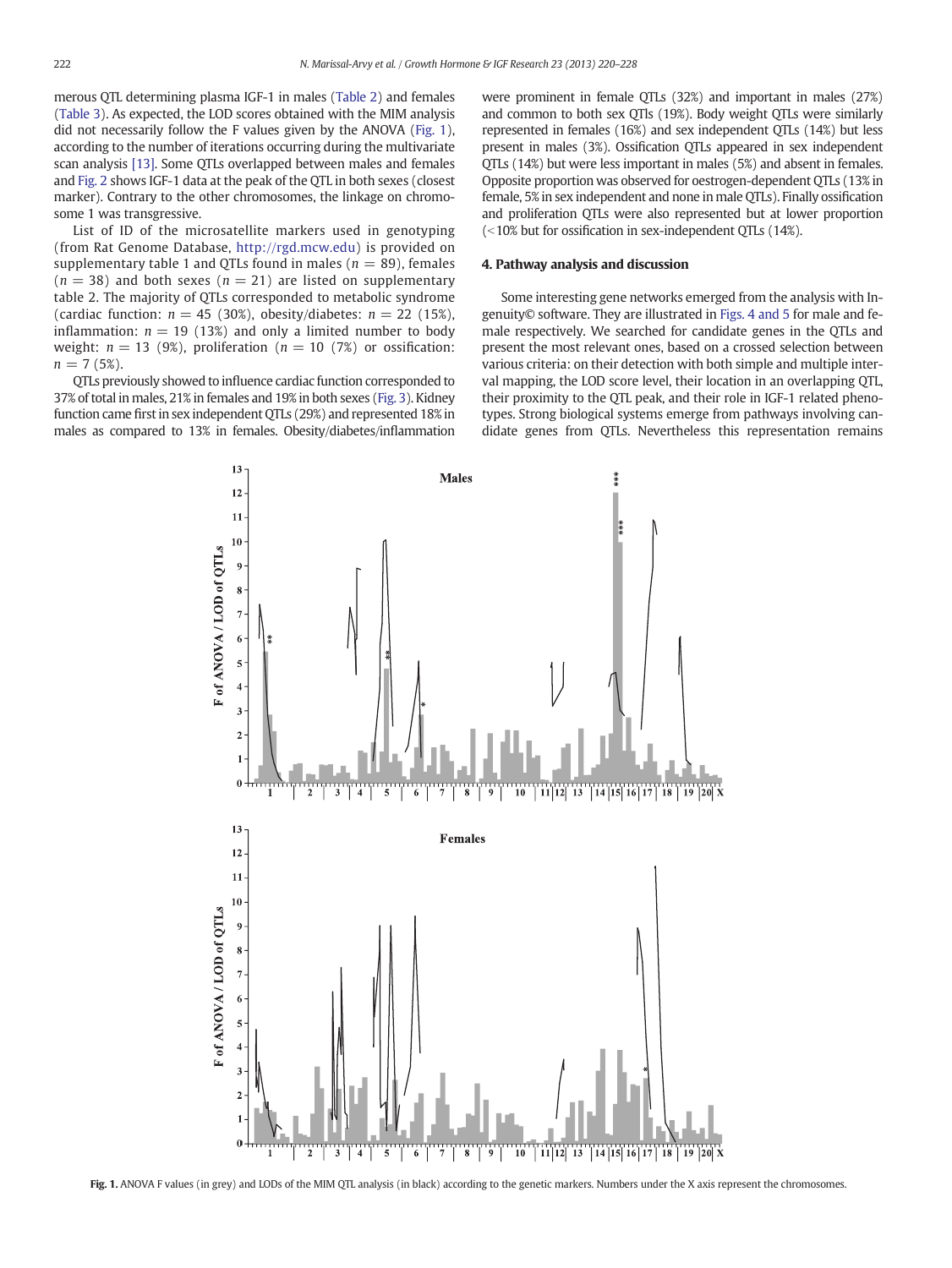merous QTL determining plasma IGF-1 in males (Table 2) and females (Table 3). As expected, the LOD scores obtained with the MIM analysis did not necessarily follow the F values given by the ANOVA (Fig. 1), according to the number of iterations occurring during the multivariate scan analysis [13]. Some QTLs overlapped between males and females and Fig. 2 shows IGF-1 data at the peak of the QTL in both sexes (closest marker). Contrary to the other chromosomes, the linkage on chromosome 1 was transgressive.

List of ID of the microsatellite markers used in genotyping (from Rat Genome Database, http://rgd.mcw.edu) is provided on supplementary table 1 and QTLs found in males ($n = 89$), females ($n = 38$) and both sexes ($n = 21$) are listed on supplementary table 2. The majority of QTLs corresponded to metabolic syndrome (cardiac function: $n = 45$ (30%), obesity/diabetes: $n = 22$ (15%), inflammation: $n = 19$ (13%) and only a limited number to body weight: $n = 13$ (9%), proliferation ($n = 10$ (7%) or ossification: $n = 7$ (5%).

QTLs previously showed to influence cardiac function corresponded to 37% of total in males, 21% in females and 19% in both sexes (Fig. 3). Kidney function came first in sex independent QTLs (29%) and represented 18% in males as compared to 13% in females. Obesity/diabetes/inflammation were prominent in female QTLs (32%) and important in males (27%) and common to both sex QTLs (19%). Body weight QTLs were similarly represented in females (16%) and sex independent QTLs (14%) but less present in males (3%). Ossification QTLs appeared in sex independent QTLs (14%) but were less important in males (5%) and absent in females. Opposite proportion was observed for oestrogen-dependent QTLs (13% in female, 5% in sex independent and none in male QTLs). Finally ossification and proliferation QTLs were also represented but at lower proportion (<10% but for ossification in sex-independent QTLs (14%).

## 4. Pathway analysis and discussion

Some interesting gene networks emerged from the analysis with Ingenuity© software. They are illustrated in Figs. 4 and 5 for male and female respectively. We searched for candidate genes in the QTLs and present the most relevant ones, based on a crossed selection between various criteria: on their detection with both simple and multiple interval mapping, the LOD score level, their location in an overlapping QTL, their proximity to the QTL peak, and their role in IGF-1 related phenotypes. Strong biological systems emerge from pathways involving candidate genes from QTLs. Nevertheless this representation remains

**Fig. 1.** ANOVA F values (in grey) and LODs of the MIM QTL analysis (in black) according to the genetic markers. Numbers under the X axis represent the chromosomes.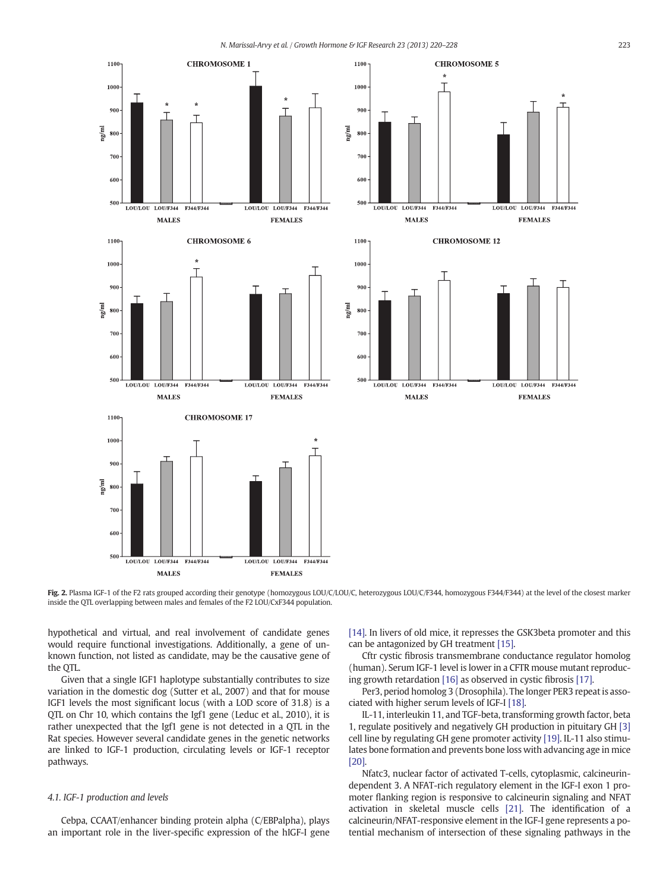**Fig. 2.** Plasma IGF-1 of the F2 rats grouped according their genotype (homozygous LOU/C/LOU/C, heterozygous LOU/C/F344, homozygous F344/F344) at the level of the closest marker inside the QTL overlapping between males and females of the F2 LOU/CxF344 population.

hypothetical and virtual, and real involvement of candidate genes would require functional investigations. Additionally, a gene of unknown function, not listed as candidate, may be the causative gene of the QTL.

Given that a single IGF1 haplotype substantially contributes to size variation in the domestic dog (Sutter et al., 2007) and that for mouse IGF1 levels the most significant locus (with a LOD score of 31.8) is a QTL on Chr 10, which contains the Igf1 gene (Leduc et al., 2010), it is rather unexpected that the Igf1 gene is not detected in a QTL in the Rat species. However several candidate genes in the genetic networks are linked to IGF-1 production, circulating levels or IGF-1 receptor pathways.

### 4.1. IGF-1 production and levels

Cebpa, CCAAT/enhancer binding protein alpha (C/EBPalpha), plays an important role in the liver-specific expression of the hIGF-I gene [14]. In livers of old mice, it represses the GSK3beta promoter and this can be antagonized by GH treatment [15].

Cftr cystic fibrosis transmembrane conductance regulator homolog (human). Serum IGF-1 level is lower in a CFTR mouse mutant reproducing growth retardation [16] as observed in cystic fibrosis [17].

Per3, period homolog 3 (Drosophila). The longer PER3 repeat is associated with higher serum levels of IGF-I [18].

IL-11, interleukin 11, and TGF-beta, transforming growth factor, beta 1, regulate positively and negatively GH production in pituitary GH [3] cell line by regulating GH gene promoter activity [19]. IL-11 also stimulates bone formation and prevents bone loss with advancing age in mice [20].

Nfatc3, nuclear factor of activated T-cells, cytoplasmic, calcineurin-dependent 3. A NFAT-rich regulatory element in the IGF-I exon 1 promoter flanking region is responsive to calcineurin signaling and NFAT activation in skeletal muscle cells [21]. The identification of a calcineurin/NFAT-responsive element in the IGF-I gene represents a potential mechanism of intersection of these signaling pathways in the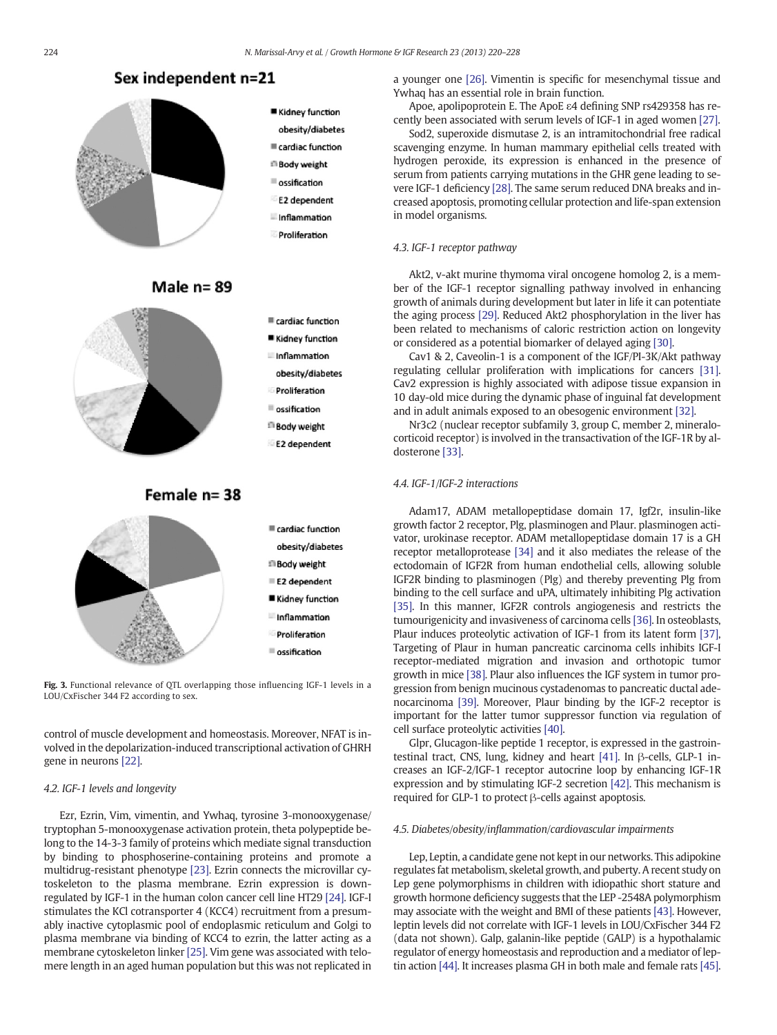Sex independent n=21

- Kidney function
- obesity/diabetes
- cardiac function
- Body weight
- ossification
- E2 dependent
- Inflammation
- Proliferation

Male n= 89

- cardiac function
- Kidney function
- Inflammation
- obesity/diabetes
- Proliferation
- ossification
- Body weight
- E2 dependent

Female n= 38

- cardiac function
- obesity/diabetes
- Body weight
- E2 dependent
- Kidney function
- Inflammation
- Proliferation
- ossification

**Fig. 3.** Functional relevance of QTL overlapping those influencing IGF-1 levels in a LOU/CxFischer 344 F2 according to sex.

control of muscle development and homeostasis. Moreover, NFAT is involved in the depolarization-induced transcriptional activation of GHRH gene in neurons [22].

### 4.2. IGF-1 levels and longevity

Ezr, Ezrin, Vim, vimentin, and Ywhaq, tyrosine 3-monooxygenase/tryptophan 5-monooxygenase activation protein, theta polypeptide belong to the 14-3-3 family of proteins which mediate signal transduction by binding to phosphoserine-containing proteins and promote a multidrug-resistant phenotype [23]. Ezrin connects the microvillar cytoskeleton to the plasma membrane. Ezrin expression is down-regulated by IGF-1 in the human colon cancer cell line HT29 [24]. IGF-I stimulates the KCl cotransporter 4 (KCC4) recruitment from a presumably inactive cytoplasmic pool of endoplasmic reticulum and Golgi to plasma membrane via binding of KCC4 to ezrin, the latter acting as a membrane cytoskeleton linker [25]. Vim gene was associated with telomere length in an aged human population but this was not replicated in a younger one [26]. Vimentin is specific for mesenchymal tissue and Ywhaq has an essential role in brain function.

Apoe, apolipoprotein E. The ApoE ε4 defining SNP rs429358 has recently been associated with serum levels of IGF-1 in aged women [27].

Sod2, superoxide dismutase 2, is an intramitochondrial free radical scavenging enzyme. In human mammary epithelial cells treated with hydrogen peroxide, its expression is enhanced in the presence of serum from patients carrying mutations in the GHR gene leading to severe IGF-1 deficiency [28]. The same serum reduced DNA breaks and increased apoptosis, promoting cellular protection and life-span extension in model organisms.

### 4.3. IGF-1 receptor pathway

Akt2, v-akt murine thymoma viral oncogene homolog 2, is a member of the IGF-1 receptor signalling pathway involved in enhancing growth of animals during development but later in life it can potentiate the aging process [29]. Reduced Akt2 phosphorylation in the liver has been related to mechanisms of caloric restriction action on longevity or considered as a potential biomarker of delayed aging [30].

Cav1 & 2, Caveolin-1 is a component of the IGF/PI-3K/Akt pathway regulating cellular proliferation with implications for cancers [31]. Cav2 expression is highly associated with adipose tissue expansion in 10 day-old mice during the dynamic phase of inguinal fat development and in adult animals exposed to an obesogenic environment [32].

Nr3c2 (nuclear receptor subfamily 3, group C, member 2, mineralocorticoid receptor) is involved in the transactivation of the IGF-1R by aldosterone [33].

### 4.4. IGF-1/IGF-2 interactions

Adam17, ADAM metallopeptidase domain 17, Igf2r, insulin-like growth factor 2 receptor, Plg, plasminogen and Plaur. plasminogen activator, urokinase receptor. ADAM metallopeptidase domain 17 is a GH receptor metalloprotease [34] and it also mediates the release of the ectodomain of IGF2R from human endothelial cells, allowing soluble IGF2R binding to plasminogen (Plg) and thereby preventing Plg from binding to the cell surface and uPA, ultimately inhibiting Plg activation [35]. In this manner, IGF2R controls angiogenesis and restricts the tumourigenicity and invasiveness of carcinoma cells [36]. In osteoblasts, Plaur induces proteolytic activation of IGF-1 from its latent form [37], Targeting of Plaur in human pancreatic carcinoma cells inhibits IGF-I receptor-mediated migration and invasion and orthotopic tumor growth in mice [38]. Plaur also influences the IGF system in tumor progression from benign mucinous cystadenomas to pancreatic ductal adenocarcinoma [39]. Moreover, Plaur binding by the IGF-2 receptor is important for the latter tumor suppressor function via regulation of cell surface proteolytic activities [40].

Glpr, Glucagon-like peptide 1 receptor, is expressed in the gastrointestinal tract, CNS, lung, kidney and heart [41]. In β-cells, GLP-1 increases an IGF-2/IGF-1 receptor autocrine loop by enhancing IGF-1R expression and by stimulating IGF-2 secretion [42]. This mechanism is required for GLP-1 to protect β-cells against apoptosis.

### 4.5. Diabetes/obesity/inflammation/cardiovascular impairments

Lep, Leptin, a candidate gene not kept in our networks. This adipokine regulates fat metabolism, skeletal growth, and puberty. A recent study on Lep gene polymorphisms in children with idiopathic short stature and growth hormone deficiency suggests that the LEP -2548A polymorphism may associate with the weight and BMI of these patients [43]. However, leptin levels did not correlate with IGF-1 levels in LOU/CxFischer 344 F2 (data not shown). Galp, galanin-like peptide (GALP) is a hypothalamic regulator of energy homeostasis and reproduction and a mediator of leptin action [44]. It increases plasma GH in both male and female rats [45].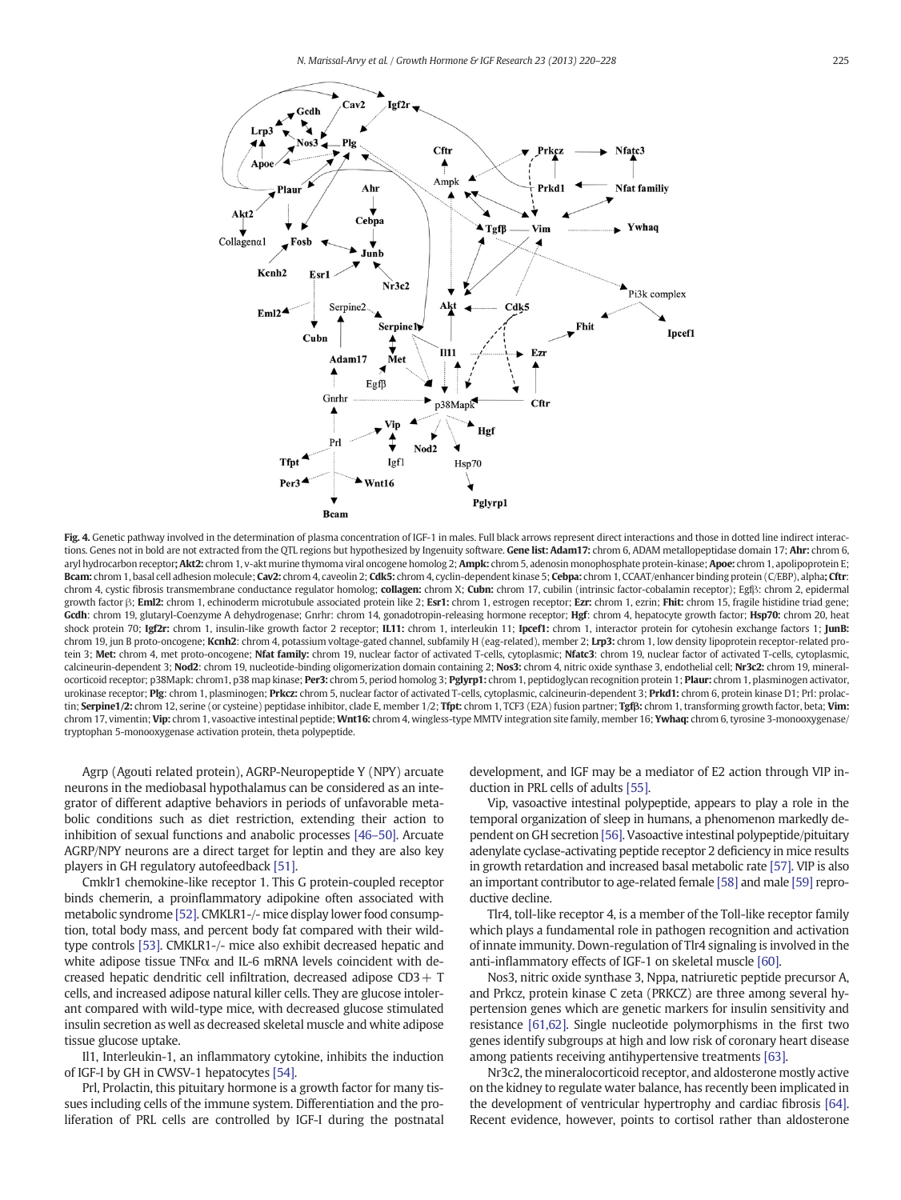**Fig. 4.** Genetic pathway involved in the determination of plasma concentration of IGF-1 in males. Full black arrows represent direct interactions and those in dotted line indirect interactions. Genes not in bold are not extracted from the QTL regions but hypothesized by Ingenuity software. **Gene list: Adam17:** chrom 6, ADAM metallopeptidase domain 17; **Ahr:** chrom 6, aryl hydrocarbon receptor**; Akt2:** chrom 1, v-akt murine thymoma viral oncogene homolog 2; **Ampk:** chrom 5, adenosin monophosphate protein-kinase; **Apoe:** chrom 1, apolipoprotein E; **Bcam:** chrom 1, basal cell adhesion molecule; **Cav2:** chrom 4, caveolin 2; **Cdk5:** chrom 4, cyclin-dependent kinase 5; **Cebpa:** chrom 1, CCAAT/enhancer binding protein (C/EBP), alpha**; Cftr**: chrom 4, cystic fibrosis transmembrane conductance regulator homolog; **collagen:** chrom X; **Cubn:** chrom 17, cubilin (intrinsic factor-cobalamin receptor); Egfβ: chrom 2, epidermal growth factor β; **Eml2:** chrom 1, echinoderm microtubule associated protein like 2; **Esr1:** chrom 1, estrogen receptor; **Ezr:** chrom 1, ezrin; **Fhit:** chrom 15, fragile histidine triad gene; **Gcdh**: chrom 19, glutaryl-Coenzyme A dehydrogenase; Gnrhr: chrom 14, gonadotropin-releasing hormone receptor; **Hgf**: chrom 4, hepatocyte growth factor; **Hsp70:** chrom 20, heat shock protein 70; **Igf2r:** chrom 1, insulin-like growth factor 2 receptor; **IL11:** chrom 1, interleukin 11; **Ipcef1:** chrom 1, interactor protein for cytohesin exchange factors 1; **JunB:** chrom 19, jun B proto-oncogene; **Kcnh2**: chrom 4, potassium voltage-gated channel, subfamily H (eag-related), member 2; **Lrp3:** chrom 1, low density lipoprotein receptor-related protein 3; **Met:** chrom 4, met proto-oncogene; **Nfat family:** chrom 19, nuclear factor of activated T-cells, cytoplasmic; **Nfatc3**: chrom 19, nuclear factor of activated T-cells, cytoplasmic, calcineurin-dependent 3; **Nod2**: chrom 19, nucleotide-binding oligomerization domain containing 2; **Nos3:** chrom 4, nitric oxide synthase 3, endothelial cell; **Nr3c2:** chrom 19, mineralocorticoid receptor; p38Mapk: chrom1, p38 map kinase; **Per3:** chrom 5, period homolog 3; **Pglyrp1:** chrom 1, peptidoglycan recognition protein 1; **Plaur:** chrom 1, plasminogen activator, urokinase receptor; **Plg**: chrom 1, plasminogen; **Prkcz:** chrom 5, nuclear factor of activated T-cells, cytoplasmic, calcineurin-dependent 3; **Prkd1:** chrom 6, protein kinase D1; Prl: prolactin; **Serpine1/2:** chrom 12, serine (or cysteine) peptidase inhibitor, clade E, member 1/2; **Tfpt:** chrom 1, TCF3 (E2A) fusion partner; **Tgfβ:** chrom 1, transforming growth factor, beta; **Vim:** chrom 17, vimentin; **Vip:** chrom 1, vasoactive intestinal peptide; **Wnt16:** chrom 4, wingless-type MMTV integration site family, member 16; **Ywhaq:** chrom 6, tyrosine 3-monooxygenase/tryptophan 5-monooxygenase activation protein, theta polypeptide.

Agrp (Agouti related protein), AGRP-Neuropeptide Y (NPY) arcuate neurons in the mediobasal hypothalamus can be considered as an integrator of different adaptive behaviors in periods of unfavorable metabolic conditions such as diet restriction, extending their action to inhibition of sexual functions and anabolic processes [46–50]. Arcuate AGRP/NPY neurons are a direct target for leptin and they are also key players in GH regulatory autofeedback [51].

Cmklr1 chemokine-like receptor 1. This G protein-coupled receptor binds chemerin, a proinflammatory adipokine often associated with metabolic syndrome [52]. CMKLR1-/- mice display lower food consumption, total body mass, and percent body fat compared with their wild-type controls [53]. CMKLR1-/- mice also exhibit decreased hepatic and white adipose tissue TNFα and IL-6 mRNA levels coincident with decreased hepatic dendritic cell infiltration, decreased adipose CD3+ T cells, and increased adipose natural killer cells. They are glucose intolerant compared with wild-type mice, with decreased glucose stimulated insulin secretion as well as decreased skeletal muscle and white adipose tissue glucose uptake.

Il1, Interleukin-1, an inflammatory cytokine, inhibits the induction of IGF-I by GH in CWSV-1 hepatocytes [54].

Prl, Prolactin, this pituitary hormone is a growth factor for many tissues including cells of the immune system. Differentiation and the proliferation of PRL cells are controlled by IGF-I during the postnatal development, and IGF may be a mediator of E2 action through VIP induction in PRL cells of adults [55].

Vip, vasoactive intestinal polypeptide, appears to play a role in the temporal organization of sleep in humans, a phenomenon markedly dependent on GH secretion [56]. Vasoactive intestinal polypeptide/pituitary adenylate cyclase-activating peptide receptor 2 deficiency in mice results in growth retardation and increased basal metabolic rate [57]. VIP is also an important contributor to age-related female [58] and male [59] reproductive decline.

Tlr4, toll-like receptor 4, is a member of the Toll-like receptor family which plays a fundamental role in pathogen recognition and activation of innate immunity. Down-regulation of Tlr4 signaling is involved in the anti-inflammatory effects of IGF-1 on skeletal muscle [60].

Nos3, nitric oxide synthase 3, Nppa, natriuretic peptide precursor A, and Prkcz, protein kinase C zeta (PRKCZ) are three among several hypertension genes which are genetic markers for insulin sensitivity and resistance [61,62]. Single nucleotide polymorphisms in the first two genes identify subgroups at high and low risk of coronary heart disease among patients receiving antihypertensive treatments [63].

Nr3c2, the mineralocorticoid receptor, and aldosterone mostly active on the kidney to regulate water balance, has recently been implicated in the development of ventricular hypertrophy and cardiac fibrosis [64]. Recent evidence, however, points to cortisol rather than aldosterone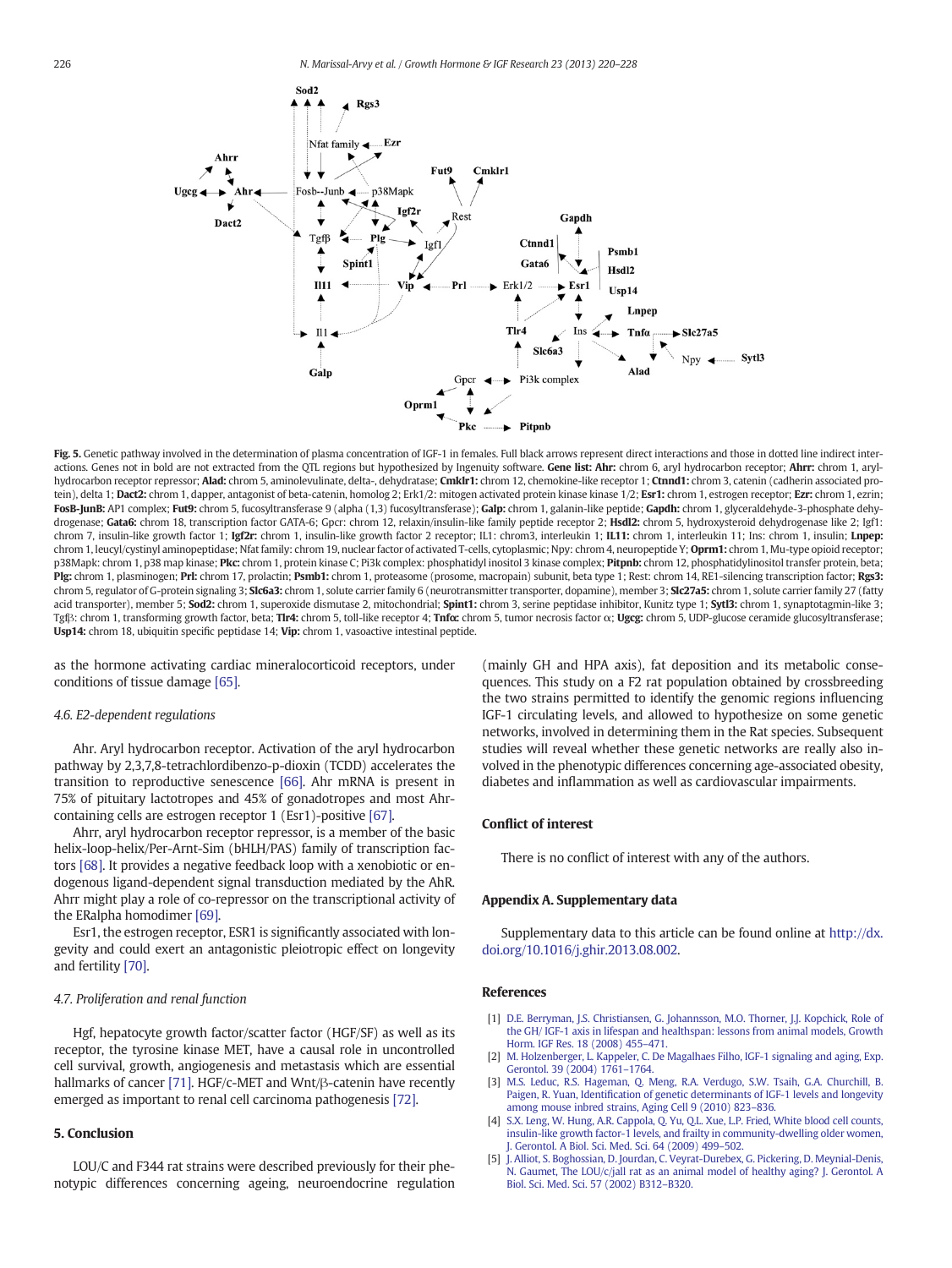**Fig. 5.** Genetic pathway involved in the determination of plasma concentration of IGF-1 in females. Full black arrows represent direct interactions and those in dotted line indirect interactions. Genes not in bold are not extracted from the QTL regions but hypothesized by Ingenuity software. **Gene list: Ahr:** chrom 6, aryl hydrocarbon receptor; **Ahrr:** chrom 1, aryl-hydrocarbon receptor repressor; **Alad:** chrom 5, aminolevulinate, delta-, dehydratase; **Cmklr1:** chrom 12, chemokine-like receptor 1; **Ctnnd1:** chrom 3, catenin (cadherin associated protein), delta 1; **Dact2:** chrom 1, dapper, antagonist of beta-catenin, homolog 2; Erk1/2: mitogen activated protein kinase kinase 1/2; **Esr1:** chrom 1, estrogen receptor; **Ezr:** chrom 1, ezrin; **FosB-JunB:** AP1 complex; **Fut9:** chrom 5, fucosyltransferase 9 (alpha (1,3) fucosyltransferase); **Galp:** chrom 1, galanin-like peptide; **Gapdh:** chrom 1, glyceraldehyde-3-phosphate dehydrogenase; **Gata6:** chrom 18, transcription factor GATA-6; Gpcr: chrom 12, relaxin/insulin-like family peptide receptor 2; **Hsdl2:** chrom 5, hydroxysteroid dehydrogenase like 2; Igf1: chrom 7, insulin-like growth factor 1; **Igf2r:** chrom 1, insulin-like growth factor 2 receptor; IL1: chrom3, interleukin 1; **IL11:** chrom 1, interleukin 11; Ins: chrom 1, insulin; **Lnpep:** chrom 1, leucyl/cystinyl aminopeptidase; Nfat family: chrom 19, nuclear factor of activated T-cells, cytoplasmic; Npy: chrom 4, neuropeptide Y; **Oprm1:** chrom 1, Mu-type opioid receptor; p38Mapk: chrom 1, p38 map kinase; **Pkc:** chrom 1, protein kinase C; Pi3k complex: phosphatidyl inositol 3 kinase complex; **Pitpnb:** chrom 12, phosphatidylinositol transfer protein, beta; **Plg:** chrom 1, plasminogen; **Prl:** chrom 17, prolactin; **Psmb1:** chrom 1, proteasome (prosome, macropain) subunit, beta type 1; Rest: chrom 14, RE1-silencing transcription factor; **Rgs3:** chrom 5, regulator of G-protein signaling 3; **Slc6a3:** chrom 1, solute carrier family 6 (neurotransmitter transporter, dopamine), member 3; **Slc27a5:** chrom 1, solute carrier family 27 (fatty acid transporter), member 5; **Sod2:** chrom 1, superoxide dismutase 2, mitochondrial; **Spint1:** chrom 3, serine peptidase inhibitor, Kunitz type 1; **Sytl3:** chrom 1, synaptotagmin-like 3; Tgfβ: chrom 1, transforming growth factor, beta; **Tlr4:** chrom 5, toll-like receptor 4; **Tnfα:** chrom 5, tumor necrosis factor α; **Ugcg:** chrom 5, UDP-glucose ceramide glucosyltransferase; **Usp14:** chrom 18, ubiquitin specific peptidase 14; **Vip:** chrom 1, vasoactive intestinal peptide.

as the hormone activating cardiac mineralocorticoid receptors, under conditions of tissue damage [65].

### 4.6. E2-dependent regulations

Ahr. Aryl hydrocarbon receptor. Activation of the aryl hydrocarbon pathway by 2,3,7,8-tetrachlordibenzo-p-dioxin (TCDD) accelerates the transition to reproductive senescence [66]. Ahr mRNA is present in 75% of pituitary lactotropes and 45% of gonadotropes and most Ahr-containing cells are estrogen receptor 1 (Esr1)-positive [67].

Ahrr, aryl hydrocarbon receptor repressor, is a member of the basic helix-loop-helix/Per-Arnt-Sim (bHLH/PAS) family of transcription factors [68]. It provides a negative feedback loop with a xenobiotic or endogenous ligand-dependent signal transduction mediated by the AhR. Ahrr might play a role of co-repressor on the transcriptional activity of the ERalpha homodimer [69].

Esr1, the estrogen receptor, ESR1 is significantly associated with longevity and could exert an antagonistic pleiotropic effect on longevity and fertility [70].

### 4.7. Proliferation and renal function

Hgf, hepatocyte growth factor/scatter factor (HGF/SF) as well as its receptor, the tyrosine kinase MET, have a causal role in uncontrolled cell survival, growth, angiogenesis and metastasis which are essential hallmarks of cancer [71]. HGF/c-MET and Wnt/β-catenin have recently emerged as important to renal cell carcinoma pathogenesis [72].

## 5. Conclusion

LOU/C and F344 rat strains were described previously for their phenotypic differences concerning ageing, neuroendocrine regulation (mainly GH and HPA axis), fat deposition and its metabolic consequences. This study on a F2 rat population obtained by crossbreeding the two strains permitted to identify the genomic regions influencing IGF-1 circulating levels, and allowed to hypothesize on some genetic networks, involved in determining them in the Rat species. Subsequent studies will reveal whether these genetic networks are really also involved in the phenotypic differences concerning age-associated obesity, diabetes and inflammation as well as cardiovascular impairments.

## Conflict of interest

There is no conflict of interest with any of the authors.

## Appendix A. Supplementary data

Supplementary data to this article can be found online at http://dx.doi.org/10.1016/j.ghir.2013.08.002.

## References

[1] D.E. Berryman, J.S. Christiansen, G. Johannsson, M.O. Thorner, J.J. Kopchick, Role of the GH/ IGF-1 axis in lifespan and healthspan: lessons from animal models, Growth Horm. IGF Res. 18 (2008) 455–471.

[2] M. Holzenberger, L. Kappeler, C. De Magalhaes Filho, IGF-1 signaling and aging, Exp. Gerontol. 39 (2004) 1761–1764.

[3] M.S. Leduc, R.S. Hageman, Q. Meng, R.A. Verdugo, S.W. Tsaih, G.A. Churchill, B. Paigen, R. Yuan, Identification of genetic determinants of IGF-1 levels and longevity among mouse inbred strains, Aging Cell 9 (2010) 823–836.

[4] S.X. Leng, W. Hung, A.R. Cappola, Q. Yu, Q.L. Xue, L.P. Fried, White blood cell counts, insulin-like growth factor-1 levels, and frailty in community-dwelling older women, J. Gerontol. A Biol. Sci. Med. Sci. 64 (2009) 499–502.

[5] J. Alliot, S. Boghossian, D. Jourdan, C. Veyrat-Durebex, G. Pickering, D. Meynial-Denis, N. Gaumet, The LOU/c/jall rat as an animal model of healthy aging? J. Gerontol. A Biol. Sci. Med. Sci. 57 (2002) B312–B320.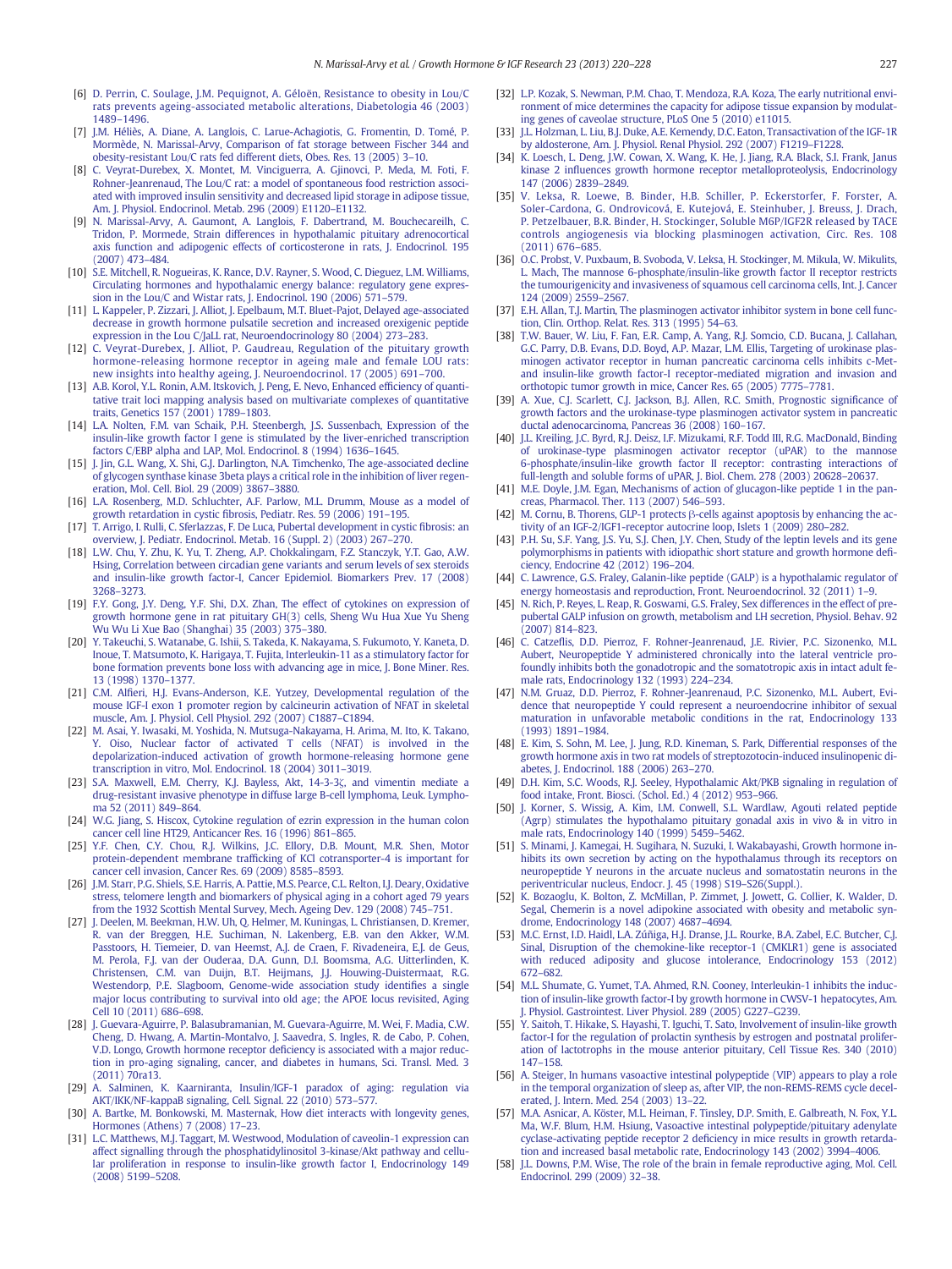[6] D. Perrin, C. Soulage, J.M. Pequignot, A. Géloën, Resistance to obesity in Lou/C rats prevents ageing-associated metabolic alterations, Diabetologia 46 (2003) 1489–1496.

[7] J.M. Héliès, A. Diane, A. Langlois, C. Larue-Achagiotis, G. Fromentin, D. Tomé, P. Mormède, N. Marissal-Arvy, Comparison of fat storage between Fischer 344 and obesity-resistant Lou/C rats fed different diets, Obes. Res. 13 (2005) 3–10.

[8] C. Veyrat-Durebex, X. Montet, M. Vinciguerra, A. Gjinovci, P. Meda, M. Foti, F. Rohner-Jeanrenaud, The Lou/C rat: a model of spontaneous food restriction associated with improved insulin sensitivity and decreased lipid storage in adipose tissue, Am. J. Physiol. Endocrinol. Metab. 296 (2009) E1120–E1132.

[9] N. Marissal-Arvy, A. Gaumont, A. Langlois, F. Dabertrand, M. Bouchecareilh, C. Tridon, P. Mormede, Strain differences in hypothalamic pituitary adrenocortical axis function and adipogenic effects of corticosterone in rats, J. Endocrinol. 195 (2007) 473–484.

[10] S.E. Mitchell, R. Nogueiras, K. Rance, D.V. Rayner, S. Wood, C. Dieguez, L.M. Williams, Circulating hormones and hypothalamic energy balance: regulatory gene expression in the Lou/C and Wistar rats, J. Endocrinol. 190 (2006) 571–579.

[11] L. Kappeler, P. Zizzari, J. Alliot, J. Epelbaum, M.T. Bluet-Pajot, Delayed age-associated decrease in growth hormone pulsatile secretion and increased orexigenic peptide expression in the Lou C/JaLL rat, Neuroendocrinology 80 (2004) 273–283.

[12] C. Veyrat-Durebex, J. Alliot, P. Gaudreau, Regulation of the pituitary growth hormone-releasing hormone receptor in ageing male and female LOU rats: new insights into healthy ageing, J. Neuroendocrinol. 17 (2005) 691–700.

[13] A.B. Korol, Y.L. Ronin, A.M. Itskovich, J. Peng, E. Nevo, Enhanced efficiency of quantitative trait loci mapping analysis based on multivariate complexes of quantitative traits, Genetics 157 (2001) 1789–1803.

[14] L.A. Nolten, F.M. van Schaik, P.H. Steenbergh, J.S. Sussenbach, Expression of the insulin-like growth factor I gene is stimulated by the liver-enriched transcription factors C/EBP alpha and LAP, Mol. Endocrinol. 8 (1994) 1636–1645.

[15] J. Jin, G.L. Wang, X. Shi, G.J. Darlington, N.A. Timchenko, The age-associated decline of glycogen synthase kinase 3beta plays a critical role in the inhibition of liver regeneration, Mol. Cell. Biol. 29 (2009) 3867–3880.

[16] L.A. Rosenberg, M.D. Schluchter, A.F. Parlow, M.L. Drumm, Mouse as a model of growth retardation in cystic fibrosis, Pediatr. Res. 59 (2006) 191–195.

[17] T. Arrigo, L. Rulli, C. Sferlazzas, F. De Luca, Pubertal development in cystic fibrosis: an overview, J. Pediatr. Endocrinol. Metab. 16 (Suppl. 2) (2003) 267–270.

[18] L.W. Chu, Y. Zhu, K. Yu, T. Zheng, A.P. Chokkalingam, F.Z. Stanczyk, Y.T. Gao, A.W. Hsing, Correlation between circadian gene variants and serum levels of sex steroids and insulin-like growth factor-I, Cancer Epidemiol. Biomarkers Prev. 17 (2008) 3268–3273.

[19] F.Y. Gong, J.Y. Deng, Y.F. Shi, D.X. Zhan, The effect of cytokines on expression of growth hormone gene in rat pituitary GH(3) cells, Sheng Wu Hua Xue Yu Sheng Wu Wu Li Xue Bao (Shanghai) 35 (2003) 375–380.

[20] Y. Takeuchi, S. Watanabe, G. Ishii, S. Takeda, K. Nakayama, S. Fukumoto, Y. Kaneta, D. Inoue, T. Matsumoto, K. Harigaya, T. Fujita, Interleukin-11 as a stimulatory factor for bone formation prevents bone loss with advancing age in mice, J. Bone Miner. Res. 13 (1998) 1370–1377.

[21] C.M. Alfieri, H.J. Evans-Anderson, K.E. Yutzey, Developmental regulation of the mouse IGF-I exon 1 promoter region by calcineurin activation of NFAT in skeletal muscle, Am. J. Physiol. Cell Physiol. 292 (2007) C1887–C1894.

[22] M. Asai, Y. Iwasaki, M. Yoshida, N. Mutsuga-Nakayama, H. Arima, M. Ito, K. Takano, Y. Oiso, Nuclear factor of activated T cells (NFAT) is involved in the depolarization-induced activation of growth hormone-releasing hormone gene transcription in vitro, Mol. Endocrinol. 18 (2004) 3011–3019.

[23] S.A. Maxwell, E.M. Cherry, K.J. Bayless, Akt, 14-3-3ζ, and vimentin mediate a drug-resistant invasive phenotype in diffuse large B-cell lymphoma, Leuk. Lymphoma 52 (2011) 849–864.

[24] W.G. Jiang, S. Hiscox, Cytokine regulation of ezrin expression in the human colon cancer cell line HT29, Anticancer Res. 16 (1996) 861–865.

[25] Y.F. Chen, C.Y. Chou, R.J. Wilkins, J.C. Ellory, D.B. Mount, M.R. Shen, Motor protein-dependent membrane trafficking of KCl cotransporter-4 is important for cancer cell invasion, Cancer Res. 69 (2009) 8585–8593.

[26] J.M. Starr, P.G. Shiels, S.E. Harris, A. Pattie, M.S. Pearce, C.L. Relton, I.J. Deary, Oxidative stress, telomere length and biomarkers of physical aging in a cohort aged 79 years from the 1932 Scottish Mental Survey, Mech. Ageing Dev. 129 (2008) 745–751.

[27] J. Deelen, M. Beekman, H.W. Uh, Q. Helmer, M. Kuningas, L. Christiansen, D. Kremer, R. van der Breggen, H.E. Suchiman, N. Lakenberg, E.B. van den Akker, W.M. Passtoors, H. Tiemeier, D. van Heemst, A.J. de Craen, F. Rivadeneira, E.J. de Geus, M. Perola, F.J. van der Ouderaa, D.A. Gunn, D.I. Boomsma, A.G. Uitterlinden, K. Christensen, C.M. van Duijn, B.T. Heijmans, J.J. Houwing-Duistermaat, R.G. Westendorp, P.E. Slagboom, Genome-wide association study identifies a single major locus contributing to survival into old age; the APOE locus revisited, Aging Cell 10 (2011) 686–698.

[28] J. Guevara-Aguirre, P. Balasubramanian, M. Guevara-Aguirre, M. Wei, F. Madia, C.W. Cheng, D. Hwang, A. Martin-Montalvo, J. Saavedra, S. Ingles, R. de Cabo, P. Cohen, V.D. Longo, Growth hormone receptor deficiency is associated with a major reduction in pro-aging signaling, cancer, and diabetes in humans, Sci. Transl. Med. 3 (2011) 70ra13.

[29] A. Salminen, K. Kaarniranta, Insulin/IGF-1 paradox of aging: regulation via AKT/IKK/NF-kappaB signaling, Cell. Signal. 22 (2010) 573–577.

[30] A. Bartke, M. Bonkowski, M. Masternak, How diet interacts with longevity genes, Hormones (Athens) 7 (2008) 17–23.

[31] L.C. Matthews, M.J. Taggart, M. Westwood, Modulation of caveolin-1 expression can affect signalling through the phosphatidylinositol 3-kinase/Akt pathway and cellular proliferation in response to insulin-like growth factor I, Endocrinology 149 (2008) 5199–5208.

[32] L.P. Kozak, S. Newman, P.M. Chao, T. Mendoza, R.A. Koza, The early nutritional environment of mice determines the capacity for adipose tissue expansion by modulating genes of caveolae structure, PLoS One 5 (2010) e11015.

[33] J.L. Holzman, L. Liu, B.J. Duke, A.E. Kemendy, D.C. Eaton, Transactivation of the IGF-1R by aldosterone, Am. J. Physiol. Renal Physiol. 292 (2007) F1219–F1228.

[34] K. Loesch, L. Deng, J.W. Cowan, X. Wang, K. He, J. Jiang, R.A. Black, S.J. Frank, Janus kinase 2 influences growth hormone receptor metalloproteolysis, Endocrinology 147 (2006) 2839–2849.

[35] V. Leksa, R. Loewe, B. Binder, H.B. Schiller, P. Eckerstorfer, F. Forster, A. Soler-Cardona, G. Ondrovicová, E. Kutejová, E. Steinhuber, J. Breuss, J. Drach, P. Petzelbauer, B.R. Binder, H. Stockinger, Soluble M6P/IGF2R released by TACE controls angiogenesis via blocking plasminogen activation, Circ. Res. 108 (2011) 676–685.

[36] O.C. Probst, V. Puxbaum, B. Svoboda, V. Leksa, H. Stockinger, M. Mikula, W. Mikulits, L. Mach, The mannose 6-phosphate/insulin-like growth factor II receptor restricts the tumourigenicity and invasiveness of squamous cell carcinoma cells, Int. J. Cancer 124 (2009) 2559–2567.

[37] E.H. Allan, T.J. Martin, The plasminogen activator inhibitor system in bone cell function, Clin. Orthop. Relat. Res. 313 (1995) 54–63.

[38] T.W. Bauer, W. Liu, F. Fan, E.R. Camp, A. Yang, R.J. Somcio, C.D. Bucana, J. Callahan, G.C. Parry, D.B. Evans, D.D. Boyd, A.P. Mazar, L.M. Ellis, Targeting of urokinase plasminogen activator receptor in human pancreatic carcinoma cells inhibits c-Met- and insulin-like growth factor-I receptor-mediated migration and invasion and orthotopic tumor growth in mice, Cancer Res. 65 (2005) 7775–7781.

[39] A. Xue, C.J. Scarlett, C.J. Jackson, B.J. Allen, R.C. Smith, Prognostic significance of growth factors and the urokinase-type plasminogen activator system in pancreatic ductal adenocarcinoma, Pancreas 36 (2008) 160–167.

[40] J.L. Kreiling, J.C. Byrd, R.J. Deisz, I.F. Mizukami, R.F. Todd III, R.G. MacDonald, Binding of urokinase-type plasminogen activator receptor (uPAR) to the mannose 6-phosphate/insulin-like growth factor II receptor: contrasting interactions of full-length and soluble forms of uPAR, J. Biol. Chem. 278 (2003) 20628–20637.

[41] M.E. Doyle, J.M. Egan, Mechanisms of action of glucagon-like peptide 1 in the pancreas, Pharmacol. Ther. 113 (2007) 546–593.

[42] M. Cornu, B. Thorens, GLP-1 protects β-cells against apoptosis by enhancing the activity of an IGF-2/IGF1-receptor autocrine loop, Islets 1 (2009) 280–282.

[43] P.H. Su, S.F. Yang, J.S. Yu, S.J. Chen, J.Y. Chen, Study of the leptin levels and its gene polymorphisms in patients with idiopathic short stature and growth hormone deficiency, Endocrine 42 (2012) 196–204.

[44] C. Lawrence, G.S. Fraley, Galanin-like peptide (GALP) is a hypothalamic regulator of energy homeostasis and reproduction, Front. Neuroendocrinol. 32 (2011) 1–9.

[45] N. Rich, P. Reyes, L. Reap, R. Goswami, G.S. Fraley, Sex differences in the effect of prepubertal GALP infusion on growth, metabolism and LH secretion, Physiol. Behav. 92 (2007) 814–823.

[46] C. Catzeflis, D.D. Pierroz, F. Rohner-Jeanrenaud, J.E. Rivier, P.C. Sizonenko, M.L. Aubert, Neuropeptide Y administered chronically into the lateral ventricle profoundly inhibits both the gonadotropic and the somatotropic axis in intact adult female rats, Endocrinology 132 (1993) 224–234.

[47] N.M. Gruaz, D.D. Pierroz, F. Rohner-Jeanrenaud, P.C. Sizonenko, M.L. Aubert, Evidence that neuropeptide Y could represent a neuroendocrine inhibitor of sexual maturation in unfavorable metabolic conditions in the rat, Endocrinology 133 (1993) 1891–1984.

[48] E. Kim, S. Sohn, M. Lee, J. Jung, R.D. Kineman, S. Park, Differential responses of the growth hormone axis in two rat models of streptozotocin-induced insulinopenic diabetes, J. Endocrinol. 188 (2006) 263–270.

[49] D.H. Kim, S.C. Woods, R.J. Seeley, Hypothalamic Akt/PKB signaling in regulation of food intake, Front. Biosci. (Schol. Ed.) 4 (2012) 953–966.

[50] J. Korner, S. Wissig, A. Kim, I.M. Conwell, S.L. Wardlaw, Agouti related peptide (Agrp) stimulates the hypothalamo pituitary gonadal axis in vivo & in vitro in male rats, Endocrinology 140 (1999) 5459–5462.

[51] S. Minami, J. Kamegai, H. Sugihara, N. Suzuki, I. Wakabayashi, Growth hormone inhibits its own secretion by acting on the hypothalamus through its receptors on neuropeptide Y neurons in the arcuate nucleus and somatostatin neurons in the periventricular nucleus, Endocr. J. 45 (1998) S19–S26(Suppl.).

[52] K. Bozaoglu, K. Bolton, Z. McMillan, P. Zimmet, J. Jowett, G. Collier, K. Walder, D. Segal, Chemerin is a novel adipokine associated with obesity and metabolic syndrome, Endocrinology 148 (2007) 4687–4694.

[53] M.C. Ernst, I.D. Haidl, L.A. Zúñiga, H.J. Dranse, J.L. Rourke, B.A. Zabel, E.C. Butcher, C.J. Sinal, Disruption of the chemokine-like receptor-1 (CMKLR1) gene is associated with reduced adiposity and glucose intolerance, Endocrinology 153 (2012) 672–682.

[54] M.L. Shumate, G. Yumet, T.A. Ahmed, R.N. Cooney, Interleukin-1 inhibits the induction of insulin-like growth factor-I by growth hormone in CWSV-1 hepatocytes, Am. J. Physiol. Gastrointest. Liver Physiol. 289 (2005) G227–G239.

[55] Y. Saitoh, T. Hikake, S. Hayashi, T. Iguchi, T. Sato, Involvement of insulin-like growth factor-I for the regulation of prolactin synthesis by estrogen and postnatal proliferation of lactotrophs in the mouse anterior pituitary, Cell Tissue Res. 340 (2010) 147–158.

[56] A. Steiger, In humans vasoactive intestinal polypeptide (VIP) appears to play a role in the temporal organization of sleep as, after VIP, the non-REMS-REMS cycle decelerated, J. Intern. Med. 254 (2003) 13–22.

[57] M.A. Asnicar, A. Köster, M.L. Heiman, F. Tinsley, D.P. Smith, E. Galbreath, N. Fox, Y.L. Ma, W.F. Blum, H.M. Hsiung, Vasoactive intestinal polypeptide/pituitary adenylate cyclase-activating peptide receptor 2 deficiency in mice results in growth retardation and increased basal metabolic rate, Endocrinology 143 (2002) 3994–4006.

[58] J.L. Downs, P.M. Wise, The role of the brain in female reproductive aging, Mol. Cell. Endocrinol. 299 (2009) 32–38.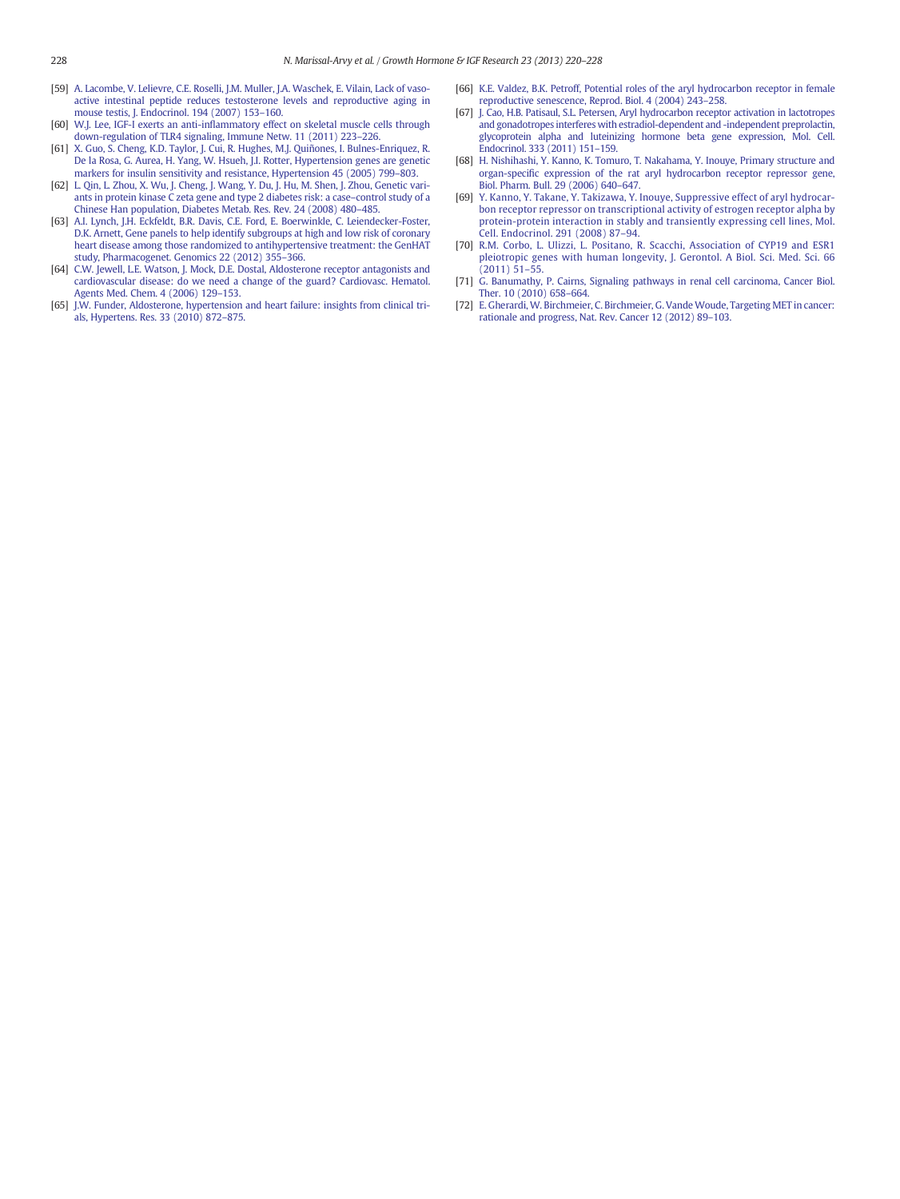[59] A. Lacombe, V. Lelievre, C.E. Roselli, J.M. Muller, J.A. Waschek, E. Vilain, Lack of vasoactive intestinal peptide reduces testosterone levels and reproductive aging in mouse testis, J. Endocrinol. 194 (2007) 153–160.

[60] W.J. Lee, IGF-I exerts an anti-inflammatory effect on skeletal muscle cells through down-regulation of TLR4 signaling, Immune Netw. 11 (2011) 223–226.

[61] X. Guo, S. Cheng, K.D. Taylor, J. Cui, R. Hughes, M.J. Quiñones, I. Bulnes-Enriquez, R. De la Rosa, G. Aurea, H. Yang, W. Hsueh, J.I. Rotter, Hypertension genes are genetic markers for insulin sensitivity and resistance, Hypertension 45 (2005) 799–803.

[62] L. Qin, L. Zhou, X. Wu, J. Cheng, J. Wang, Y. Du, J. Hu, M. Shen, J. Zhou, Genetic variants in protein kinase C zeta gene and type 2 diabetes risk: a case–control study of a Chinese Han population, Diabetes Metab. Res. Rev. 24 (2008) 480–485.

[63] A.I. Lynch, J.H. Eckfeldt, B.R. Davis, C.E. Ford, E. Boerwinkle, C. Leiendecker-Foster, D.K. Arnett, Gene panels to help identify subgroups at high and low risk of coronary heart disease among those randomized to antihypertensive treatment: the GenHAT study, Pharmacogenet. Genomics 22 (2012) 355–366.

[64] C.W. Jewell, L.E. Watson, J. Mock, D.E. Dostal, Aldosterone receptor antagonists and cardiovascular disease: do we need a change of the guard? Cardiovasc. Hematol. Agents Med. Chem. 4 (2006) 129–153.

[65] J.W. Funder, Aldosterone, hypertension and heart failure: insights from clinical trials, Hypertens. Res. 33 (2010) 872–875.

[66] K.E. Valdez, B.K. Petroff, Potential roles of the aryl hydrocarbon receptor in female reproductive senescence, Reprod. Biol. 4 (2004) 243–258.

[67] J. Cao, H.B. Patisaul, S.L. Petersen, Aryl hydrocarbon receptor activation in lactotropes and gonadotropes interferes with estradiol-dependent and -independent preprolactin, glycoprotein alpha and luteinizing hormone beta gene expression, Mol. Cell. Endocrinol. 333 (2011) 151–159.

[68] H. Nishihashi, Y. Kanno, K. Tomuro, T. Nakahama, Y. Inouye, Primary structure and organ-specific expression of the rat aryl hydrocarbon receptor repressor gene, Biol. Pharm. Bull. 29 (2006) 640–647.

[69] Y. Kanno, Y. Takane, Y. Takizawa, Y. Inouye, Suppressive effect of aryl hydrocarbon receptor repressor on transcriptional activity of estrogen receptor alpha by protein-protein interaction in stably and transiently expressing cell lines, Mol. Cell. Endocrinol. 291 (2008) 87–94.

[70] R.M. Corbo, L. Ulizzi, L. Positano, R. Scacchi, Association of CYP19 and ESR1 pleiotropic genes with human longevity, J. Gerontol. A Biol. Sci. Med. Sci. 66 (2011) 51–55.

[71] G. Banumathy, P. Cairns, Signaling pathways in renal cell carcinoma, Cancer Biol. Ther. 10 (2010) 658–664.

[72] E. Gherardi, W. Birchmeier, C. Birchmeier, G. Vande Woude, Targeting MET in cancer: rationale and progress, Nat. Rev. Cancer 12 (2012) 89–103.